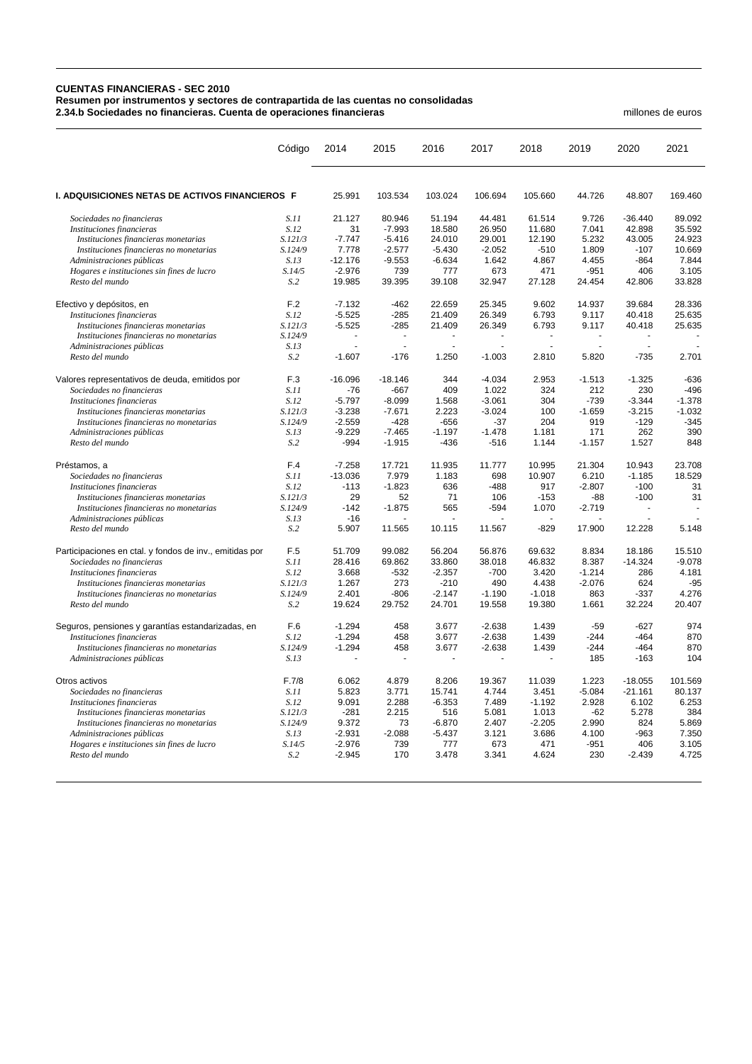**CUENTAS FINANCIERAS - SEC 2010**
**Resumen por instrumentos y sectores de contrapartida de las cuentas no consolidadas**
**2.34.b Sociedades no financieras. Cuenta de operaciones financieras**

millones de euros

| | Código | 2014 | 2015 | 2016 | 2017 | 2018 | 2019 | 2020 | 2021 |
|---|---|---|---|---|---|---|---|---|---|
| **I. ADQUISICIONES NETAS DE ACTIVOS FINANCIEROS** | **F** | 25.991 | 103.534 | 103.024 | 106.694 | 105.660 | 44.726 | 48.807 | 169.460 |
| *Sociedades no financieras* | *S.11* | 21.127 | 80.946 | 51.194 | 44.481 | 61.514 | 9.726 | -36.440 | 89.092 |
| *Instituciones financieras* | *S.12* | 31 | -7.993 | 18.580 | 26.950 | 11.680 | 7.041 | 42.898 | 35.592 |
| *Instituciones financieras monetarias* | *S.121/3* | -7.747 | -5.416 | 24.010 | 29.001 | 12.190 | 5.232 | 43.005 | 24.923 |
| *Instituciones financieras no monetarias* | *S.124/9* | 7.778 | -2.577 | -5.430 | -2.052 | -510 | 1.809 | -107 | 10.669 |
| *Administraciones públicas* | *S.13* | -12.176 | -9.553 | -6.634 | 1.642 | 4.867 | 4.455 | -864 | 7.844 |
| *Hogares e instituciones sin fines de lucro* | *S.14/5* | -2.976 | 739 | 777 | 673 | 471 | -951 | 406 | 3.105 |
| *Resto del mundo* | *S.2* | 19.985 | 39.395 | 39.108 | 32.947 | 27.128 | 24.454 | 42.806 | 33.828 |
| Efectivo y depósitos, en | F.2 | -7.132 | -462 | 22.659 | 25.345 | 9.602 | 14.937 | 39.684 | 28.336 |
| *Instituciones financieras* | *S.12* | -5.525 | -285 | 21.409 | 26.349 | 6.793 | 9.117 | 40.418 | 25.635 |
| *Instituciones financieras monetarias* | *S.121/3* | -5.525 | -285 | 21.409 | 26.349 | 6.793 | 9.117 | 40.418 | 25.635 |
| *Instituciones financieras no monetarias* | *S.124/9* | - | - | - | - | - | - | - | - |
| *Administraciones públicas* | *S.13* | - | - | - | - | - | - | - | - |
| *Resto del mundo* | *S.2* | -1.607 | -176 | 1.250 | -1.003 | 2.810 | 5.820 | -735 | 2.701 |
| Valores representativos de deuda, emitidos por | F.3 | -16.096 | -18.146 | 344 | -4.034 | 2.953 | -1.513 | -1.325 | -636 |
| *Sociedades no financieras* | *S.11* | -76 | -667 | 409 | 1.022 | 324 | 212 | 230 | -496 |
| *Instituciones financieras* | *S.12* | -5.797 | -8.099 | 1.568 | -3.061 | 304 | -739 | -3.344 | -1.378 |
| *Instituciones financieras monetarias* | *S.121/3* | -3.238 | -7.671 | 2.223 | -3.024 | 100 | -1.659 | -3.215 | -1.032 |
| *Instituciones financieras no monetarias* | *S.124/9* | -2.559 | -428 | -656 | -37 | 204 | 919 | -129 | -345 |
| *Administraciones públicas* | *S.13* | -9.229 | -7.465 | -1.197 | -1.478 | 1.181 | 171 | 262 | 390 |
| *Resto del mundo* | *S.2* | -994 | -1.915 | -436 | -516 | 1.144 | -1.157 | 1.527 | 848 |
| Préstamos, a | F.4 | -7.258 | 17.721 | 11.935 | 11.777 | 10.995 | 21.304 | 10.943 | 23.708 |
| *Sociedades no financieras* | *S.11* | -13.036 | 7.979 | 1.183 | 698 | 10.907 | 6.210 | -1.185 | 18.529 |
| *Instituciones financieras* | *S.12* | -113 | -1.823 | 636 | -488 | 917 | -2.807 | -100 | 31 |
| *Instituciones financieras monetarias* | *S.121/3* | 29 | 52 | 71 | 106 | -153 | -88 | -100 | 31 |
| *Instituciones financieras no monetarias* | *S.124/9* | -142 | -1.875 | 565 | -594 | 1.070 | -2.719 | - | - |
| *Administraciones públicas* | *S.13* | -16 | - | - | - | - | - | - | - |
| *Resto del mundo* | *S.2* | 5.907 | 11.565 | 10.115 | 11.567 | -829 | 17.900 | 12.228 | 5.148 |
| Participaciones en ctal. y fondos de inv., emitidas por | F.5 | 51.709 | 99.082 | 56.204 | 56.876 | 69.632 | 8.834 | 18.186 | 15.510 |
| *Sociedades no financieras* | *S.11* | 28.416 | 69.862 | 33.860 | 38.018 | 46.832 | 8.387 | -14.324 | -9.078 |
| *Instituciones financieras* | *S.12* | 3.668 | -532 | -2.357 | -700 | 3.420 | -1.214 | 286 | 4.181 |
| *Instituciones financieras monetarias* | *S.121/3* | 1.267 | 273 | -210 | 490 | 4.438 | -2.076 | 624 | -95 |
| *Instituciones financieras no monetarias* | *S.124/9* | 2.401 | -806 | -2.147 | -1.190 | -1.018 | 863 | -337 | 4.276 |
| *Resto del mundo* | *S.2* | 19.624 | 29.752 | 24.701 | 19.558 | 19.380 | 1.661 | 32.224 | 20.407 |
| Seguros, pensiones y garantías estandarizadas, en | F.6 | -1.294 | 458 | 3.677 | -2.638 | 1.439 | -59 | -627 | 974 |
| *Instituciones financieras* | *S.12* | -1.294 | 458 | 3.677 | -2.638 | 1.439 | -244 | -464 | 870 |
| *Instituciones financieras no monetarias* | *S.124/9* | -1.294 | 458 | 3.677 | -2.638 | 1.439 | -244 | -464 | 870 |
| *Administraciones públicas* | *S.13* | - | - | - | - | - | 185 | -163 | 104 |
| Otros activos | F.7/8 | 6.062 | 4.879 | 8.206 | 19.367 | 11.039 | 1.223 | -18.055 | 101.569 |
| *Sociedades no financieras* | *S.11* | 5.823 | 3.771 | 15.741 | 4.744 | 3.451 | -5.084 | -21.161 | 80.137 |
| *Instituciones financieras* | *S.12* | 9.091 | 2.288 | -6.353 | 7.489 | -1.192 | 2.928 | 6.102 | 6.253 |
| *Instituciones financieras monetarias* | *S.121/3* | -281 | 2.215 | 516 | 5.081 | 1.013 | -62 | 5.278 | 384 |
| *Instituciones financieras no monetarias* | *S.124/9* | 9.372 | 73 | -6.870 | 2.407 | -2.205 | 2.990 | 824 | 5.869 |
| *Administraciones públicas* | *S.13* | -2.931 | -2.088 | -5.437 | 3.121 | 3.686 | 4.100 | -963 | 7.350 |
| *Hogares e instituciones sin fines de lucro* | *S.14/5* | -2.976 | 739 | 777 | 673 | 471 | -951 | 406 | 3.105 |
| *Resto del mundo* | *S.2* | -2.945 | 170 | 3.478 | 3.341 | 4.624 | 230 | -2.439 | 4.725 |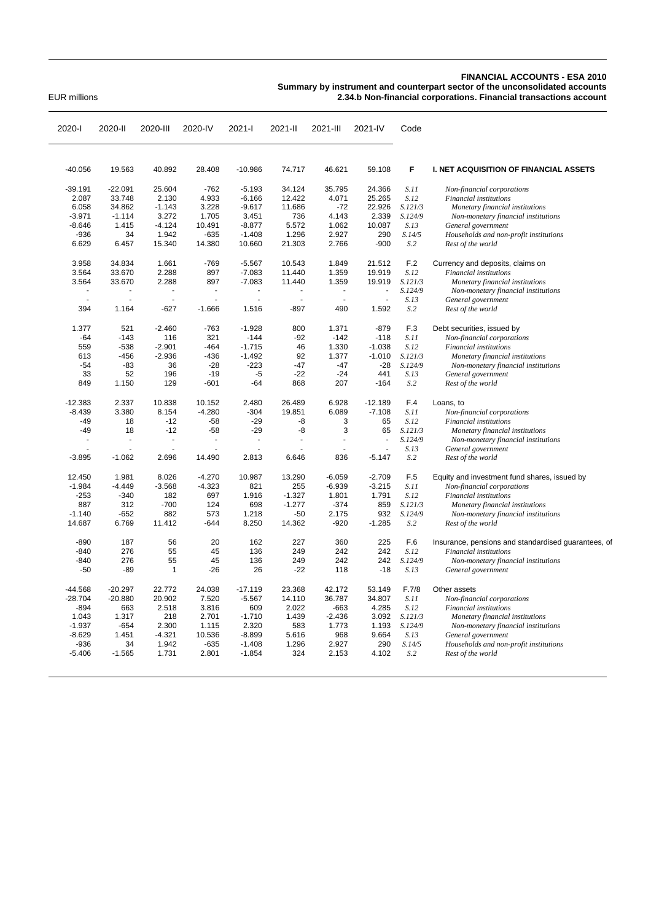**FINANCIAL ACCOUNTS - ESA 2010**
**Summary by instrument and counterpart sector of the unconsolidated accounts**
**2.34.b Non-financial corporations. Financial transactions account**

EUR millions

| 2020-I | 2020-II | 2020-III | 2020-IV | 2021-I | 2021-II | 2021-III | 2021-IV | Code | |
|---|---|---|---|---|---|---|---|---|---|
| -40.056 | 19.563 | 40.892 | 28.408 | -10.986 | 74.717 | 46.621 | 59.108 | **F** | **I. NET ACQUISITION OF FINANCIAL ASSETS** |
| -39.191 | -22.091 | 25.604 | -762 | -5.193 | 34.124 | 35.795 | 24.366 | *S.11* | *Non-financial corporations* |
| 2.087 | 33.748 | 2.130 | 4.933 | -6.166 | 12.422 | 4.071 | 25.265 | *S.12* | *Financial institutions* |
| 6.058 | 34.862 | -1.143 | 3.228 | -9.617 | 11.686 | -72 | 22.926 | *S.121/3* | *Monetary financial institutions* |
| -3.971 | -1.114 | 3.272 | 1.705 | 3.451 | 736 | 4.143 | 2.339 | *S.124/9* | *Non-monetary financial institutions* |
| -8.646 | 1.415 | -4.124 | 10.491 | -8.877 | 5.572 | 1.062 | 10.087 | *S.13* | *General government* |
| -936 | 34 | 1.942 | -635 | -1.408 | 1.296 | 2.927 | 290 | *S.14/5* | *Households and non-profit institutions* |
| 6.629 | 6.457 | 15.340 | 14.380 | 10.660 | 21.303 | 2.766 | -900 | *S.2* | *Rest of the world* |
| 3.958 | 34.834 | 1.661 | -769 | -5.567 | 10.543 | 1.849 | 21.512 | F.2 | Currency and deposits, claims on |
| 3.564 | 33.670 | 2.288 | 897 | -7.083 | 11.440 | 1.359 | 19.919 | *S.12* | *Financial institutions* |
| 3.564 | 33.670 | 2.288 | 897 | -7.083 | 11.440 | 1.359 | 19.919 | *S.121/3* | *Monetary financial institutions* |
| - | - | - | - | - | - | - | - | *S.124/9* | *Non-monetary financial institutions* |
| - | - | - | - | - | - | - | - | *S.13* | *General government* |
| 394 | 1.164 | -627 | -1.666 | 1.516 | -897 | 490 | 1.592 | *S.2* | *Rest of the world* |
| 1.377 | 521 | -2.460 | -763 | -1.928 | 800 | 1.371 | -879 | F.3 | Debt securities, issued by |
| -64 | -143 | 116 | 321 | -144 | -92 | -142 | -118 | *S.11* | *Non-financial corporations* |
| 559 | -538 | -2.901 | -464 | -1.715 | 46 | 1.330 | -1.038 | *S.12* | *Financial institutions* |
| 613 | -456 | -2.936 | -436 | -1.492 | 92 | 1.377 | -1.010 | *S.121/3* | *Monetary financial institutions* |
| -54 | -83 | 36 | -28 | -223 | -47 | -47 | -28 | *S.124/9* | *Non-monetary financial institutions* |
| 33 | 52 | 196 | -19 | -5 | -22 | -24 | 441 | *S.13* | *General government* |
| 849 | 1.150 | 129 | -601 | -64 | 868 | 207 | -164 | *S.2* | *Rest of the world* |
| -12.383 | 2.337 | 10.838 | 10.152 | 2.480 | 26.489 | 6.928 | -12.189 | F.4 | Loans, to |
| -8.439 | 3.380 | 8.154 | -4.280 | -304 | 19.851 | 6.089 | -7.108 | *S.11* | *Non-financial corporations* |
| -49 | 18 | -12 | -58 | -29 | -8 | 3 | 65 | *S.12* | *Financial institutions* |
| -49 | 18 | -12 | -58 | -29 | -8 | 3 | 65 | *S.121/3* | *Monetary financial institutions* |
| - | - | - | - | - | - | - | - | *S.124/9* | *Non-monetary financial institutions* |
| - | - | - | - | - | - | - | - | *S.13* | *General government* |
| -3.895 | -1.062 | 2.696 | 14.490 | 2.813 | 6.646 | 836 | -5.147 | *S.2* | *Rest of the world* |
| 12.450 | 1.981 | 8.026 | -4.270 | 10.987 | 13.290 | -6.059 | -2.709 | F.5 | Equity and investment fund shares, issued by |
| -1.984 | -4.449 | -3.568 | -4.323 | 821 | 255 | -6.939 | -3.215 | *S.11* | *Non-financial corporations* |
| -253 | -340 | 182 | 697 | 1.916 | -1.327 | 1.801 | 1.791 | *S.12* | *Financial institutions* |
| 887 | 312 | -700 | 124 | 698 | -1.277 | -374 | 859 | *S.121/3* | *Monetary financial institutions* |
| -1.140 | -652 | 882 | 573 | 1.218 | -50 | 2.175 | 932 | *S.124/9* | *Non-monetary financial institutions* |
| 14.687 | 6.769 | 11.412 | -644 | 8.250 | 14.362 | -920 | -1.285 | *S.2* | *Rest of the world* |
| -890 | 187 | 56 | 20 | 162 | 227 | 360 | 225 | F.6 | Insurance, pensions and standardised guarantees, of |
| -840 | 276 | 55 | 45 | 136 | 249 | 242 | 242 | *S.12* | *Financial institutions* |
| -840 | 276 | 55 | 45 | 136 | 249 | 242 | 242 | *S.124/9* | *Non-monetary financial institutions* |
| -50 | -89 | 1 | -26 | 26 | -22 | 118 | -18 | *S.13* | *General government* |
| -44.568 | -20.297 | 22.772 | 24.038 | -17.119 | 23.368 | 42.172 | 53.149 | F.7/8 | Other assets |
| -28.704 | -20.880 | 20.902 | 7.520 | -5.567 | 14.110 | 36.787 | 34.807 | *S.11* | *Non-financial corporations* |
| -894 | 663 | 2.518 | 3.816 | 609 | 2.022 | -663 | 4.285 | *S.12* | *Financial institutions* |
| 1.043 | 1.317 | 218 | 2.701 | -1.710 | 1.439 | -2.436 | 3.092 | *S.121/3* | *Monetary financial institutions* |
| -1.937 | -654 | 2.300 | 1.115 | 2.320 | 583 | 1.773 | 1.193 | *S.124/9* | *Non-monetary financial institutions* |
| -8.629 | 1.451 | -4.321 | 10.536 | -8.899 | 5.616 | 968 | 9.664 | *S.13* | *General government* |
| -936 | 34 | 1.942 | -635 | -1.408 | 1.296 | 2.927 | 290 | *S.14/5* | *Households and non-profit institutions* |
| -5.406 | -1.565 | 1.731 | 2.801 | -1.854 | 324 | 2.153 | 4.102 | *S.2* | *Rest of the world* |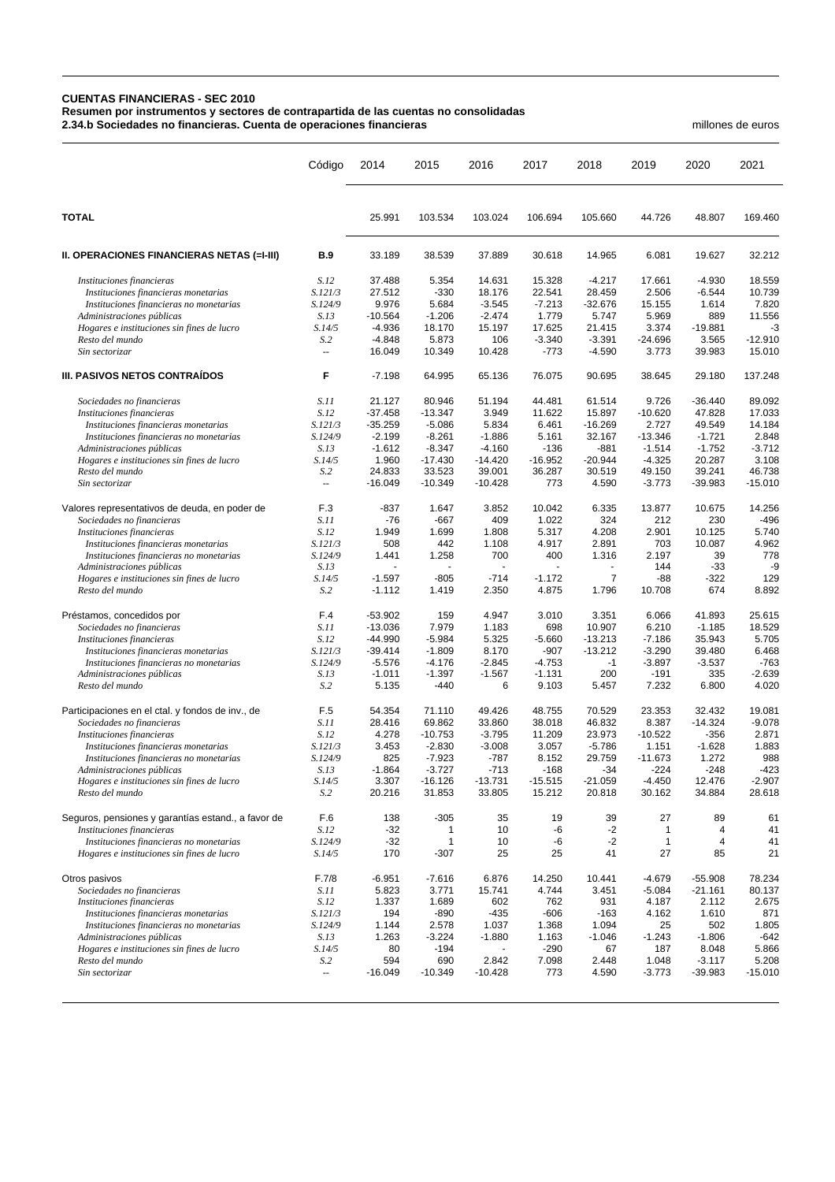**CUENTAS FINANCIERAS - SEC 2010**
**Resumen por instrumentos y sectores de contrapartida de las cuentas no consolidadas**
**2.34.b Sociedades no financieras. Cuenta de operaciones financieras** millones de euros

| | Código | 2014 | 2015 | 2016 | 2017 | 2018 | 2019 | 2020 | 2021 |
|---|---|---|---|---|---|---|---|---|---|
| **TOTAL** | | 25.991 | 103.534 | 103.024 | 106.694 | 105.660 | 44.726 | 48.807 | 169.460 |
| **II. OPERACIONES FINANCIERAS NETAS (=I-III)** | **B.9** | 33.189 | 38.539 | 37.889 | 30.618 | 14.965 | 6.081 | 19.627 | 32.212 |
| *Instituciones financieras* | *S.12* | 37.488 | 5.354 | 14.631 | 15.328 | -4.217 | 17.661 | -4.930 | 18.559 |
| *Instituciones financieras monetarias* | *S.121/3* | 27.512 | -330 | 18.176 | 22.541 | 28.459 | 2.506 | -6.544 | 10.739 |
| *Instituciones financieras no monetarias* | *S.124/9* | 9.976 | 5.684 | -3.545 | -7.213 | -32.676 | 15.155 | 1.614 | 7.820 |
| *Administraciones públicas* | *S.13* | -10.564 | -1.206 | -2.474 | 1.779 | 5.747 | 5.969 | 889 | 11.556 |
| *Hogares e instituciones sin fines de lucro* | *S.14/5* | -4.936 | 18.170 | 15.197 | 17.625 | 21.415 | 3.374 | -19.881 | -3 |
| *Resto del mundo* | *S.2* | -4.848 | 5.873 | 106 | -3.340 | -3.391 | -24.696 | 3.565 | -12.910 |
| *Sin sectorizar* | -- | 16.049 | 10.349 | 10.428 | -773 | -4.590 | 3.773 | 39.983 | 15.010 |
| **III. PASIVOS NETOS CONTRAÍDOS** | **F** | -7.198 | 64.995 | 65.136 | 76.075 | 90.695 | 38.645 | 29.180 | 137.248 |
| *Sociedades no financieras* | *S.11* | 21.127 | 80.946 | 51.194 | 44.481 | 61.514 | 9.726 | -36.440 | 89.092 |
| *Instituciones financieras* | *S.12* | -37.458 | -13.347 | 3.949 | 11.622 | 15.897 | -10.620 | 47.828 | 17.033 |
| *Instituciones financieras monetarias* | *S.121/3* | -35.259 | -5.086 | 5.834 | 6.461 | -16.269 | 2.727 | 49.549 | 14.184 |
| *Instituciones financieras no monetarias* | *S.124/9* | -2.199 | -8.261 | -1.886 | 5.161 | 32.167 | -13.346 | -1.721 | 2.848 |
| *Administraciones públicas* | *S.13* | -1.612 | -8.347 | -4.160 | -136 | -881 | -1.514 | -1.752 | -3.712 |
| *Hogares e instituciones sin fines de lucro* | *S.14/5* | 1.960 | -17.430 | -14.420 | -16.952 | -20.944 | -4.325 | 20.287 | 3.108 |
| *Resto del mundo* | *S.2* | 24.833 | 33.523 | 39.001 | 36.287 | 30.519 | 49.150 | 39.241 | 46.738 |
| *Sin sectorizar* | -- | -16.049 | -10.349 | -10.428 | 773 | 4.590 | -3.773 | -39.983 | -15.010 |
| Valores representativos de deuda, en poder de | F.3 | -837 | 1.647 | 3.852 | 10.042 | 6.335 | 13.877 | 10.675 | 14.256 |
| *Sociedades no financieras* | *S.11* | -76 | -667 | 409 | 1.022 | 324 | 212 | 230 | -496 |
| *Instituciones financieras* | *S.12* | 1.949 | 1.699 | 1.808 | 5.317 | 4.208 | 2.901 | 10.125 | 5.740 |
| *Instituciones financieras monetarias* | *S.121/3* | 508 | 442 | 1.108 | 4.917 | 2.891 | 703 | 10.087 | 4.962 |
| *Instituciones financieras no monetarias* | *S.124/9* | 1.441 | 1.258 | 700 | 400 | 1.316 | 2.197 | 39 | 778 |
| *Administraciones públicas* | *S.13* | - | - | - | - | - | 144 | -33 | -9 |
| *Hogares e instituciones sin fines de lucro* | *S.14/5* | -1.597 | -805 | -714 | -1.172 | 7 | -88 | -322 | 129 |
| *Resto del mundo* | *S.2* | -1.112 | 1.419 | 2.350 | 4.875 | 1.796 | 10.708 | 674 | 8.892 |
| Préstamos, concedidos por | F.4 | -53.902 | 159 | 4.947 | 3.010 | 3.351 | 6.066 | 41.893 | 25.615 |
| *Sociedades no financieras* | *S.11* | -13.036 | 7.979 | 1.183 | 698 | 10.907 | 6.210 | -1.185 | 18.529 |
| *Instituciones financieras* | *S.12* | -44.990 | -5.984 | 5.325 | -5.660 | -13.213 | -7.186 | 35.943 | 5.705 |
| *Instituciones financieras monetarias* | *S.121/3* | -39.414 | -1.809 | 8.170 | -907 | -13.212 | -3.290 | 39.480 | 6.468 |
| *Instituciones financieras no monetarias* | *S.124/9* | -5.576 | -4.176 | -2.845 | -4.753 | -1 | -3.897 | -3.537 | -763 |
| *Administraciones públicas* | *S.13* | -1.011 | -1.397 | -1.567 | -1.131 | 200 | -191 | 335 | -2.639 |
| *Resto del mundo* | *S.2* | 5.135 | -440 | 6 | 9.103 | 5.457 | 7.232 | 6.800 | 4.020 |
| Participaciones en el ctal. y fondos de inv., de | F.5 | 54.354 | 71.110 | 49.426 | 48.755 | 70.529 | 23.353 | 32.432 | 19.081 |
| *Sociedades no financieras* | *S.11* | 28.416 | 69.862 | 33.860 | 38.018 | 46.832 | 8.387 | -14.324 | -9.078 |
| *Instituciones financieras* | *S.12* | 4.278 | -10.753 | -3.795 | 11.209 | 23.973 | -10.522 | -356 | 2.871 |
| *Instituciones financieras monetarias* | *S.121/3* | 3.453 | -2.830 | -3.008 | 3.057 | -5.786 | 1.151 | -1.628 | 1.883 |
| *Instituciones financieras no monetarias* | *S.124/9* | 825 | -7.923 | -787 | 8.152 | 29.759 | -11.673 | 1.272 | 988 |
| *Administraciones públicas* | *S.13* | -1.864 | -3.727 | -713 | -168 | -34 | -224 | -248 | -423 |
| *Hogares e instituciones sin fines de lucro* | *S.14/5* | 3.307 | -16.126 | -13.731 | -15.515 | -21.059 | -4.450 | 12.476 | -2.907 |
| *Resto del mundo* | *S.2* | 20.216 | 31.853 | 33.805 | 15.212 | 20.818 | 30.162 | 34.884 | 28.618 |
| Seguros, pensiones y garantías estand., a favor de | F.6 | 138 | -305 | 35 | 19 | 39 | 27 | 89 | 61 |
| *Instituciones financieras* | *S.12* | -32 | 1 | 10 | -6 | -2 | 1 | 4 | 41 |
| *Instituciones financieras no monetarias* | *S.124/9* | -32 | 1 | 10 | -6 | -2 | 1 | 4 | 41 |
| *Hogares e instituciones sin fines de lucro* | *S.14/5* | 170 | -307 | 25 | 25 | 41 | 27 | 85 | 21 |
| Otros pasivos | F.7/8 | -6.951 | -7.616 | 6.876 | 14.250 | 10.441 | -4.679 | -55.908 | 78.234 |
| *Sociedades no financieras* | *S.11* | 5.823 | 3.771 | 15.741 | 4.744 | 3.451 | -5.084 | -21.161 | 80.137 |
| *Instituciones financieras* | *S.12* | 1.337 | 1.689 | 602 | 762 | 931 | 4.187 | 2.112 | 2.675 |
| *Instituciones financieras monetarias* | *S.121/3* | 194 | -890 | -435 | -606 | -163 | 4.162 | 1.610 | 871 |
| *Instituciones financieras no monetarias* | *S.124/9* | 1.144 | 2.578 | 1.037 | 1.368 | 1.094 | 25 | 502 | 1.805 |
| *Administraciones públicas* | *S.13* | 1.263 | -3.224 | -1.880 | 1.163 | -1.046 | -1.243 | -1.806 | -642 |
| *Hogares e instituciones sin fines de lucro* | *S.14/5* | 80 | -194 | - | -290 | 67 | 187 | 8.048 | 5.866 |
| *Resto del mundo* | *S.2* | 594 | 690 | 2.842 | 7.098 | 2.448 | 1.048 | -3.117 | 5.208 |
| *Sin sectorizar* | -- | -16.049 | -10.349 | -10.428 | 773 | 4.590 | -3.773 | -39.983 | -15.010 |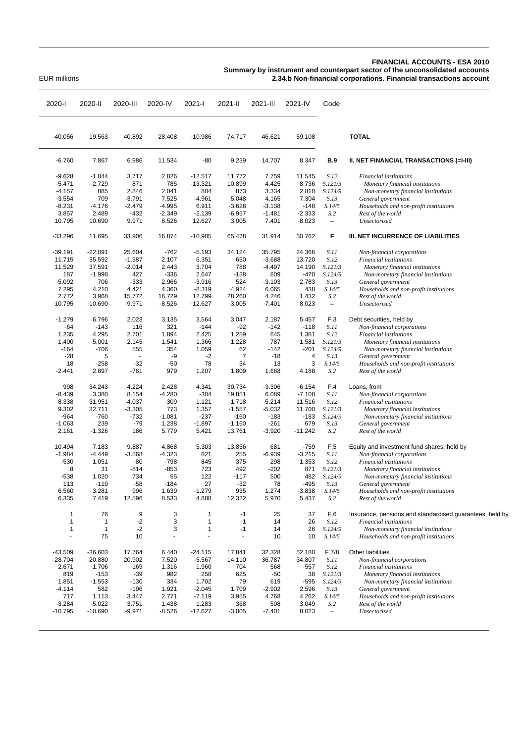EUR millions

**FINANCIAL ACCOUNTS - ESA 2010**
**Summary by instrument and counterpart sector of the unconsolidated accounts**
**2.34.b Non-financial corporations. Financial transactions account**

| 2020-I | 2020-II | 2020-III | 2020-IV | 2021-I | 2021-II | 2021-III | 2021-IV | Code | |
|---|---|---|---|---|---|---|---|---|---|
| -40.056 | 19.563 | 40.892 | 28.408 | -10.986 | 74.717 | 46.621 | 59.108 | | **TOTAL** |
| -6.760 | 7.867 | 6.986 | 11.534 | -80 | 9.239 | 14.707 | 8.347 | **B.9** | **II. NET FINANCIAL TRANSACTIONS (=I-III)** |
| -9.628 | -1.844 | 3.717 | 2.826 | -12.517 | 11.772 | 7.759 | 11.545 | *S.12* | *Financial institutions* |
| -5.471 | -2.729 | 871 | 785 | -13.321 | 10.899 | 4.425 | 8.736 | *S.121/3* | *Monetary financial institutions* |
| -4.157 | 885 | 2.846 | 2.041 | 804 | 873 | 3.334 | 2.810 | *S.124/9* | *Non-monetary financial institutions* |
| -3.554 | 709 | -3.791 | 7.525 | -4.961 | 5.048 | 4.165 | 7.304 | *S.13* | *General government* |
| -8.231 | -4.176 | -2.479 | -4.995 | 6.911 | -3.628 | -3.138 | -148 | *S.14/5* | *Households and non-profit institutions* |
| 3.857 | 2.489 | -432 | -2.349 | -2.139 | -6.957 | -1.481 | -2.333 | *S.2* | *Rest of the world* |
| 10.795 | 10.690 | 9.971 | 8.526 | 12.627 | 3.005 | 7.401 | -8.023 | -- | *Unsectorised* |
| -33.296 | 11.695 | 33.906 | 16.874 | -10.905 | 65.478 | 31.914 | 50.762 | **F** | **III. NET INCURRENCE OF LIABILITIES** |
| -39.191 | -22.091 | 25.604 | -762 | -5.193 | 34.124 | 35.795 | 24.366 | *S.11* | *Non-financial corporations* |
| 11.715 | 35.592 | -1.587 | 2.107 | 6.351 | 650 | -3.688 | 13.720 | *S.12* | *Financial institutions* |
| 11.529 | 37.591 | -2.014 | 2.443 | 3.704 | 788 | -4.497 | 14.190 | *S.121/3* | *Monetary financial institutions* |
| 187 | -1.998 | 427 | -336 | 2.647 | -138 | 809 | -470 | *S.124/9* | *Non-monetary financial institutions* |
| -5.092 | 706 | -333 | 2.966 | -3.916 | 524 | -3.103 | 2.783 | *S.13* | *General government* |
| 7.295 | 4.210 | 4.421 | 4.360 | -8.319 | 4.924 | 6.065 | 438 | *S.14/5* | *Households and non-profit institutions* |
| 2.772 | 3.968 | 15.772 | 16.729 | 12.799 | 28.260 | 4.246 | 1.432 | *S.2* | *Rest of the world* |
| -10.795 | -10.690 | -9.971 | -8.526 | -12.627 | -3.005 | -7.401 | 8.023 | -- | *Unsectorised* |
| -1.279 | 6.796 | 2.023 | 3.135 | 3.564 | 3.047 | 2.187 | 5.457 | F.3 | Debt securities, held by |
| -64 | -143 | 116 | 321 | -144 | -92 | -142 | -118 | *S.11* | *Non-financial corporations* |
| 1.235 | 4.295 | 2.701 | 1.894 | 2.425 | 1.289 | 645 | 1.381 | *S.12* | *Financial institutions* |
| 1.400 | 5.001 | 2.145 | 1.541 | 1.366 | 1.228 | 787 | 1.581 | *S.121/3* | *Monetary financial institutions* |
| -164 | -706 | 555 | 354 | 1.059 | 62 | -142 | -201 | *S.124/9* | *Non-monetary financial institutions* |
| -28 | 5 | - | -9 | -2 | 7 | -18 | 4 | *S.13* | *General government* |
| 18 | -258 | -32 | -50 | 78 | 34 | 13 | 3 | *S.14/5* | *Households and non-profit institutions* |
| -2.441 | 2.897 | -761 | 979 | 1.207 | 1.809 | 1.688 | 4.188 | *S.2* | *Rest of the world* |
| 998 | 34.243 | 4.224 | 2.428 | 4.341 | 30.734 | -3.306 | -6.154 | F.4 | Loans, from |
| -8.439 | 3.380 | 8.154 | -4.280 | -304 | 19.851 | 6.089 | -7.108 | *S.11* | *Non-financial corporations* |
| 8.338 | 31.951 | -4.037 | -309 | 1.121 | -1.718 | -5.214 | 11.516 | *S.12* | *Financial institutions* |
| 9.302 | 32.711 | -3.305 | 773 | 1.357 | -1.557 | -5.032 | 11.700 | *S.121/3* | *Monetary financial institutions* |
| -964 | -760 | -732 | -1.081 | -237 | -160 | -183 | -183 | *S.124/9* | *Non-monetary financial institutions* |
| -1.063 | 239 | -79 | 1.238 | -1.897 | -1.160 | -261 | 679 | *S.13* | *General government* |
| 2.161 | -1.326 | 186 | 5.779 | 5.421 | 13.761 | -3.920 | -11.242 | *S.2* | *Rest of the world* |
| 10.494 | 7.183 | 9.887 | 4.868 | 5.303 | 13.856 | 681 | -759 | F.5 | Equity and investment fund shares, held by |
| -1.984 | -4.449 | -3.568 | -4.323 | 821 | 255 | -6.939 | -3.215 | *S.11* | *Non-financial corporations* |
| -530 | 1.051 | -80 | -798 | 845 | 375 | 298 | 1.353 | *S.12* | *Financial institutions* |
| 8 | 31 | -814 | -853 | 723 | 492 | -202 | 871 | *S.121/3* | *Monetary financial institutions* |
| -538 | 1.020 | 734 | 55 | 122 | -117 | 500 | 482 | *S.124/9* | *Non-monetary financial institutions* |
| 113 | -119 | -58 | -184 | 27 | -32 | 78 | -495 | *S.13* | *General government* |
| 6.560 | 3.281 | 996 | 1.639 | -1.279 | 935 | 1.274 | -3.838 | *S.14/5* | *Households and non-profit institutions* |
| 6.335 | 7.419 | 12.596 | 8.533 | 4.888 | 12.322 | 5.970 | 5.437 | *S.2* | *Rest of the world* |
| 1 | 76 | 9 | 3 | 1 | -1 | 25 | 37 | F.6 | Insurance, pensions and standardised guarantees, held by |
| 1 | 1 | -2 | 3 | 1 | -1 | 14 | 26 | *S.12* | *Financial institutions* |
| 1 | 1 | -2 | 3 | 1 | -1 | 14 | 26 | *S.124/9* | *Non-monetary financial institutions* |
| - | 75 | 10 | - | - | - | 10 | 10 | *S.14/5* | *Households and non-profit institutions* |
| -43.509 | -36.603 | 17.764 | 6.440 | -24.115 | 17.841 | 32.328 | 52.180 | F.7/8 | Other liabilities |
| -28.704 | -20.880 | 20.902 | 7.520 | -5.567 | 14.110 | 36.787 | 34.807 | *S.11* | *Non-financial corporations* |
| 2.671 | -1.706 | -169 | 1.316 | 1.960 | 704 | 568 | -557 | *S.12* | *Financial institutions* |
| 819 | -153 | -39 | 982 | 258 | 625 | -50 | 38 | *S.121/3* | *Monetary financial institutions* |
| 1.851 | -1.553 | -130 | 334 | 1.702 | 79 | 619 | -595 | *S.124/9* | *Non-monetary financial institutions* |
| -4.114 | 582 | -196 | 1.921 | -2.045 | 1.709 | -2.902 | 2.596 | *S.13* | *General government* |
| 717 | 1.113 | 3.447 | 2.771 | -7.119 | 3.955 | 4.768 | 4.262 | *S.14/5* | *Households and non-profit institutions* |
| -3.284 | -5.022 | 3.751 | 1.438 | 1.283 | 368 | 508 | 3.049 | *S.2* | *Rest of the world* |
| -10.795 | -10.690 | -9.971 | -8.526 | -12.627 | -3.005 | -7.401 | 8.023 | -- | *Unsectorised* |